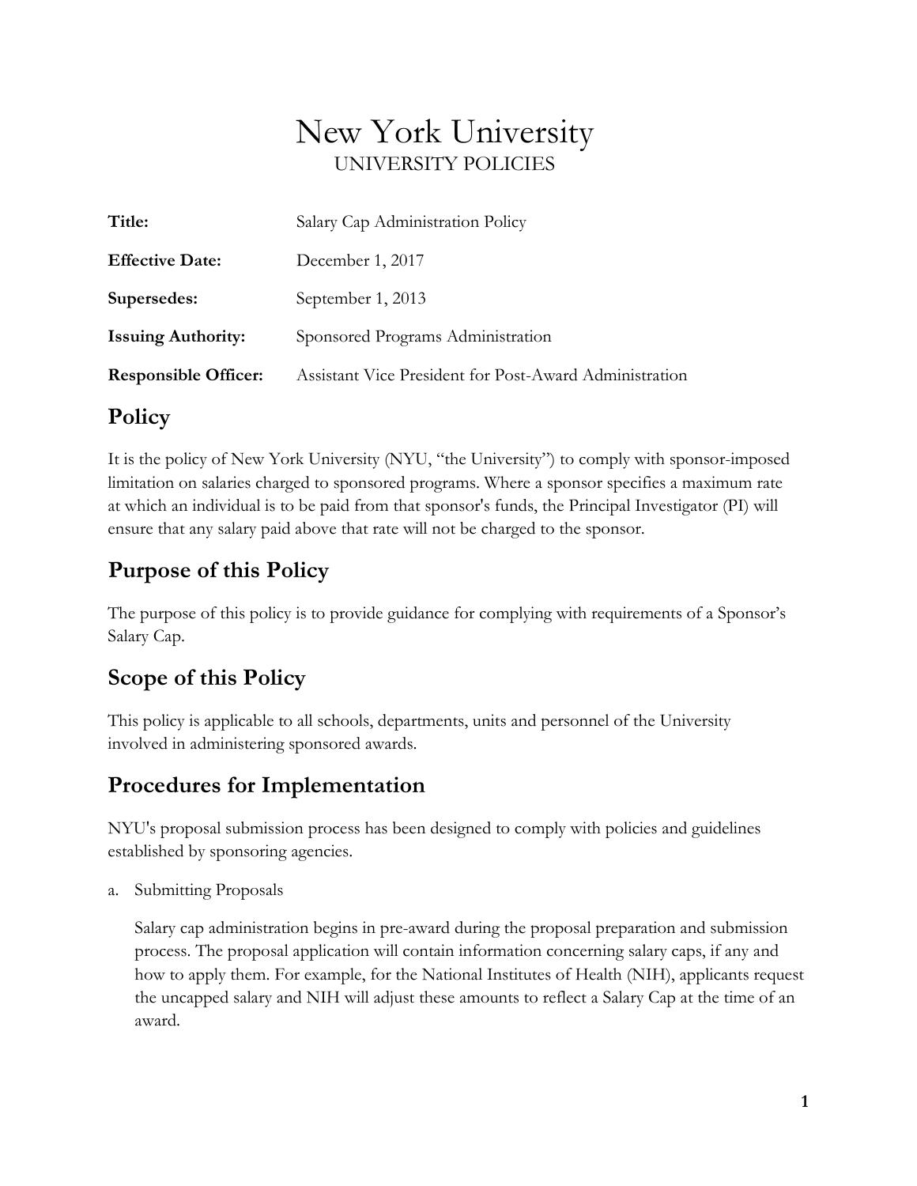# New York University

UNIVERSITY POLICIES

| | |
|---|---|
| **Title:** | Salary Cap Administration Policy |
| **Effective Date:** | December 1, 2017 |
| **Supersedes:** | September 1, 2013 |
| **Issuing Authority:** | Sponsored Programs Administration |
| **Responsible Officer:** | Assistant Vice President for Post-Award Administration |

## Policy

It is the policy of New York University (NYU, "the University") to comply with sponsor-imposed limitation on salaries charged to sponsored programs. Where a sponsor specifies a maximum rate at which an individual is to be paid from that sponsor's funds, the Principal Investigator (PI) will ensure that any salary paid above that rate will not be charged to the sponsor.

## Purpose of this Policy

The purpose of this policy is to provide guidance for complying with requirements of a Sponsor's Salary Cap.

## Scope of this Policy

This policy is applicable to all schools, departments, units and personnel of the University involved in administering sponsored awards.

## Procedures for Implementation

NYU's proposal submission process has been designed to comply with policies and guidelines established by sponsoring agencies.

a. Submitting Proposals

   Salary cap administration begins in pre-award during the proposal preparation and submission process. The proposal application will contain information concerning salary caps, if any and how to apply them. For example, for the National Institutes of Health (NIH), applicants request the uncapped salary and NIH will adjust these amounts to reflect a Salary Cap at the time of an award.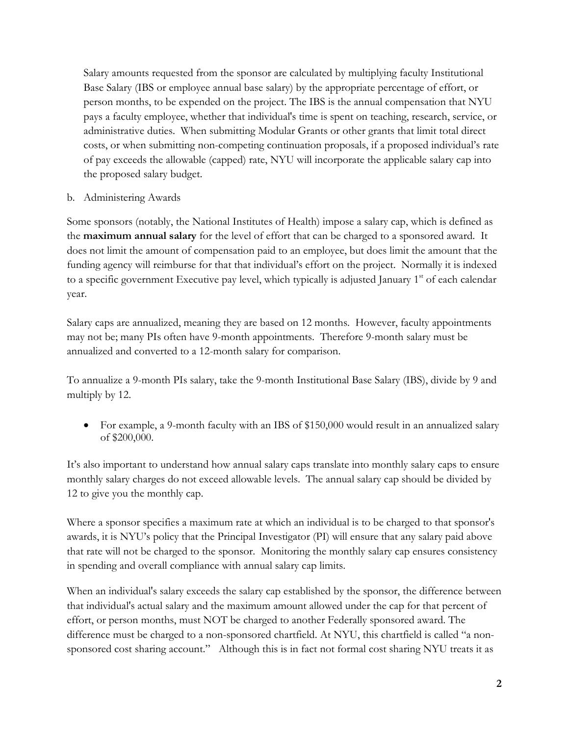Salary amounts requested from the sponsor are calculated by multiplying faculty Institutional Base Salary (IBS or employee annual base salary) by the appropriate percentage of effort, or person months, to be expended on the project. The IBS is the annual compensation that NYU pays a faculty employee, whether that individual's time is spent on teaching, research, service, or administrative duties. When submitting Modular Grants or other grants that limit total direct costs, or when submitting non-competing continuation proposals, if a proposed individual's rate of pay exceeds the allowable (capped) rate, NYU will incorporate the applicable salary cap into the proposed salary budget.

b. Administering Awards

Some sponsors (notably, the National Institutes of Health) impose a salary cap, which is defined as the **maximum annual salary** for the level of effort that can be charged to a sponsored award. It does not limit the amount of compensation paid to an employee, but does limit the amount that the funding agency will reimburse for that that individual's effort on the project. Normally it is indexed to a specific government Executive pay level, which typically is adjusted January 1st of each calendar year.

Salary caps are annualized, meaning they are based on 12 months. However, faculty appointments may not be; many PIs often have 9-month appointments. Therefore 9-month salary must be annualized and converted to a 12-month salary for comparison.

To annualize a 9-month PIs salary, take the 9-month Institutional Base Salary (IBS), divide by 9 and multiply by 12.

- For example, a 9-month faculty with an IBS of $150,000 would result in an annualized salary of $200,000.

It's also important to understand how annual salary caps translate into monthly salary caps to ensure monthly salary charges do not exceed allowable levels. The annual salary cap should be divided by 12 to give you the monthly cap.

Where a sponsor specifies a maximum rate at which an individual is to be charged to that sponsor's awards, it is NYU's policy that the Principal Investigator (PI) will ensure that any salary paid above that rate will not be charged to the sponsor. Monitoring the monthly salary cap ensures consistency in spending and overall compliance with annual salary cap limits.

When an individual's salary exceeds the salary cap established by the sponsor, the difference between that individual's actual salary and the maximum amount allowed under the cap for that percent of effort, or person months, must NOT be charged to another Federally sponsored award. The difference must be charged to a non-sponsored chartfield. At NYU, this chartfield is called "a non-sponsored cost sharing account." Although this is in fact not formal cost sharing NYU treats it as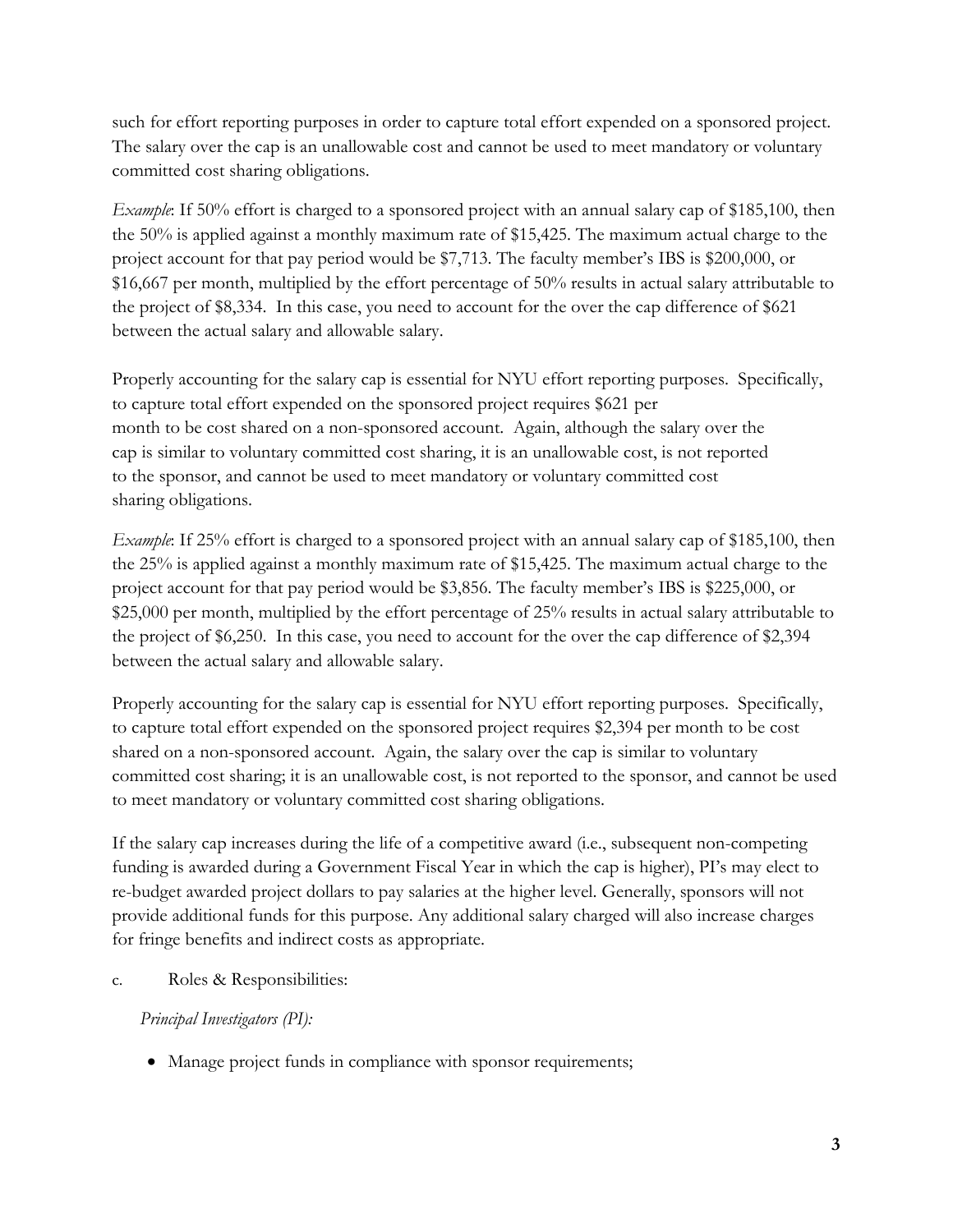such for effort reporting purposes in order to capture total effort expended on a sponsored project. The salary over the cap is an unallowable cost and cannot be used to meet mandatory or voluntary committed cost sharing obligations.

*Example*: If 50% effort is charged to a sponsored project with an annual salary cap of $185,100, then the 50% is applied against a monthly maximum rate of $15,425. The maximum actual charge to the project account for that pay period would be $7,713. The faculty member's IBS is $200,000, or $16,667 per month, multiplied by the effort percentage of 50% results in actual salary attributable to the project of $8,334. In this case, you need to account for the over the cap difference of $621 between the actual salary and allowable salary.

Properly accounting for the salary cap is essential for NYU effort reporting purposes. Specifically, to capture total effort expended on the sponsored project requires $621 per month to be cost shared on a non-sponsored account. Again, although the salary over the cap is similar to voluntary committed cost sharing, it is an unallowable cost, is not reported to the sponsor, and cannot be used to meet mandatory or voluntary committed cost sharing obligations.

*Example*: If 25% effort is charged to a sponsored project with an annual salary cap of $185,100, then the 25% is applied against a monthly maximum rate of $15,425. The maximum actual charge to the project account for that pay period would be $3,856. The faculty member's IBS is $225,000, or $25,000 per month, multiplied by the effort percentage of 25% results in actual salary attributable to the project of $6,250. In this case, you need to account for the over the cap difference of $2,394 between the actual salary and allowable salary.

Properly accounting for the salary cap is essential for NYU effort reporting purposes. Specifically, to capture total effort expended on the sponsored project requires $2,394 per month to be cost shared on a non-sponsored account. Again, the salary over the cap is similar to voluntary committed cost sharing; it is an unallowable cost, is not reported to the sponsor, and cannot be used to meet mandatory or voluntary committed cost sharing obligations.

If the salary cap increases during the life of a competitive award (i.e., subsequent non-competing funding is awarded during a Government Fiscal Year in which the cap is higher), PI's may elect to re-budget awarded project dollars to pay salaries at the higher level. Generally, sponsors will not provide additional funds for this purpose. Any additional salary charged will also increase charges for fringe benefits and indirect costs as appropriate.

c. Roles & Responsibilities:

*Principal Investigators (PI):*

- Manage project funds in compliance with sponsor requirements;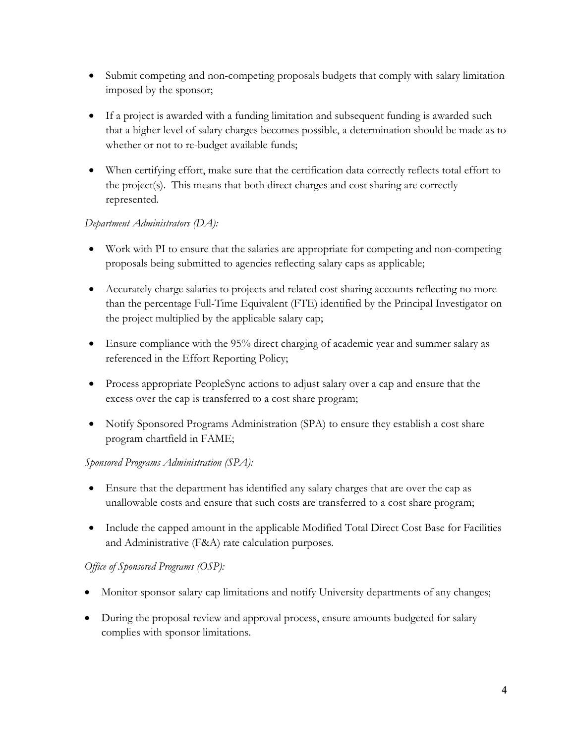- Submit competing and non-competing proposals budgets that comply with salary limitation imposed by the sponsor;
- If a project is awarded with a funding limitation and subsequent funding is awarded such that a higher level of salary charges becomes possible, a determination should be made as to whether or not to re-budget available funds;
- When certifying effort, make sure that the certification data correctly reflects total effort to the project(s). This means that both direct charges and cost sharing are correctly represented.

*Department Administrators (DA):*

- Work with PI to ensure that the salaries are appropriate for competing and non-competing proposals being submitted to agencies reflecting salary caps as applicable;
- Accurately charge salaries to projects and related cost sharing accounts reflecting no more than the percentage Full-Time Equivalent (FTE) identified by the Principal Investigator on the project multiplied by the applicable salary cap;
- Ensure compliance with the 95% direct charging of academic year and summer salary as referenced in the Effort Reporting Policy;
- Process appropriate PeopleSync actions to adjust salary over a cap and ensure that the excess over the cap is transferred to a cost share program;
- Notify Sponsored Programs Administration (SPA) to ensure they establish a cost share program chartfield in FAME;

*Sponsored Programs Administration (SPA):*

- Ensure that the department has identified any salary charges that are over the cap as unallowable costs and ensure that such costs are transferred to a cost share program;
- Include the capped amount in the applicable Modified Total Direct Cost Base for Facilities and Administrative (F&A) rate calculation purposes.

*Office of Sponsored Programs (OSP):*

- Monitor sponsor salary cap limitations and notify University departments of any changes;
- During the proposal review and approval process, ensure amounts budgeted for salary complies with sponsor limitations.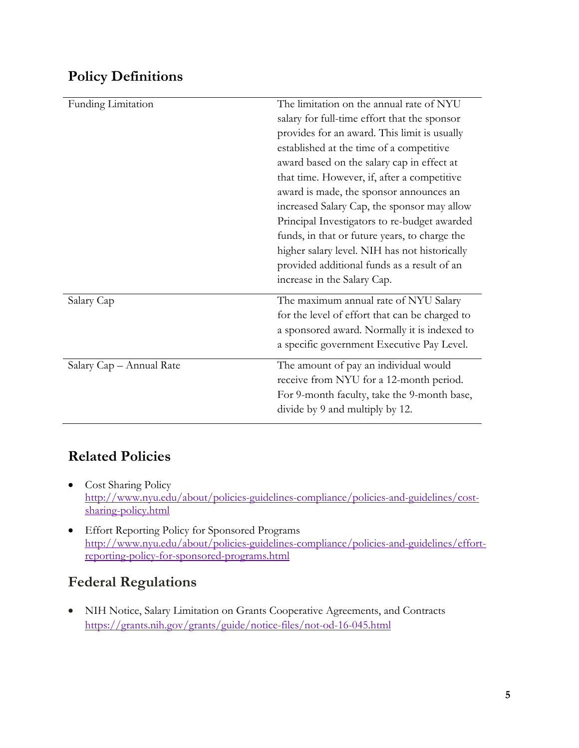## Policy Definitions

| | |
|---|---|
| Funding Limitation | The limitation on the annual rate of NYU salary for full-time effort that the sponsor provides for an award. This limit is usually established at the time of a competitive award based on the salary cap in effect at that time. However, if, after a competitive award is made, the sponsor announces an increased Salary Cap, the sponsor may allow Principal Investigators to re-budget awarded funds, in that or future years, to charge the higher salary level. NIH has not historically provided additional funds as a result of an increase in the Salary Cap. |
| Salary Cap | The maximum annual rate of NYU Salary for the level of effort that can be charged to a sponsored award. Normally it is indexed to a specific government Executive Pay Level. |
| Salary Cap – Annual Rate | The amount of pay an individual would receive from NYU for a 12-month period. For 9-month faculty, take the 9-month base, divide by 9 and multiply by 12. |

## Related Policies

- Cost Sharing Policy
  http://www.nyu.edu/about/policies-guidelines-compliance/policies-and-guidelines/cost-sharing-policy.html
- Effort Reporting Policy for Sponsored Programs
  http://www.nyu.edu/about/policies-guidelines-compliance/policies-and-guidelines/effort-reporting-policy-for-sponsored-programs.html

## Federal Regulations

- NIH Notice, Salary Limitation on Grants Cooperative Agreements, and Contracts
  https://grants.nih.gov/grants/guide/notice-files/not-od-16-045.html